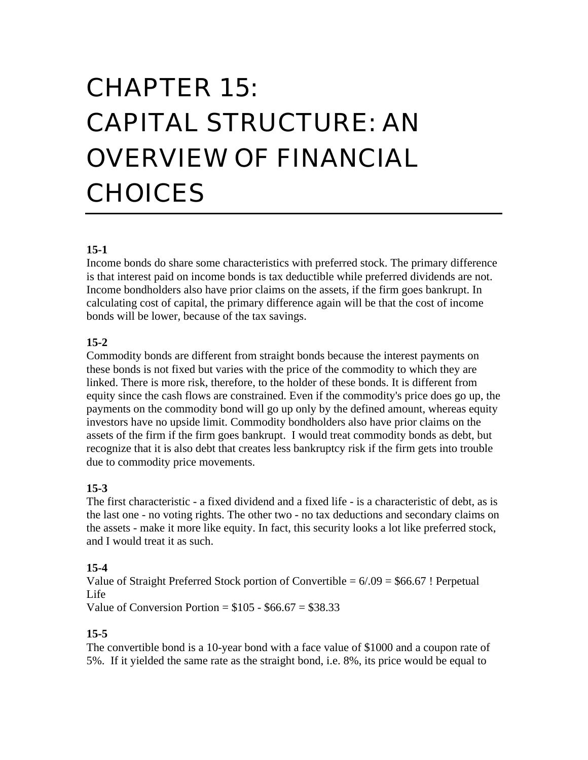# CHAPTER 15: CAPITAL STRUCTURE: AN OVERVIEW OF FINANCIAL CHOICES

**15-1**

Income bonds do share some characteristics with preferred stock. The primary difference is that interest paid on income bonds is tax deductible while preferred dividends are not. Income bondholders also have prior claims on the assets, if the firm goes bankrupt. In calculating cost of capital, the primary difference again will be that the cost of income bonds will be lower, because of the tax savings.

**15-2**

Commodity bonds are different from straight bonds because the interest payments on these bonds is not fixed but varies with the price of the commodity to which they are linked. There is more risk, therefore, to the holder of these bonds. It is different from equity since the cash flows are constrained. Even if the commodity's price does go up, the payments on the commodity bond will go up only by the defined amount, whereas equity investors have no upside limit. Commodity bondholders also have prior claims on the assets of the firm if the firm goes bankrupt. I would treat commodity bonds as debt, but recognize that it is also debt that creates less bankruptcy risk if the firm gets into trouble due to commodity price movements.

**15-3**

The first characteristic - a fixed dividend and a fixed life - is a characteristic of debt, as is the last one - no voting rights. The other two - no tax deductions and secondary claims on the assets - make it more like equity. In fact, this security looks a lot like preferred stock, and I would treat it as such.

**15-4**

Value of Straight Preferred Stock portion of Convertible = 6/.09 = $66.67 ! Perpetual Life

Value of Conversion Portion = $105 - $66.67 = $38.33

**15-5**

The convertible bond is a 10-year bond with a face value of $1000 and a coupon rate of 5%. If it yielded the same rate as the straight bond, i.e. 8%, its price would be equal to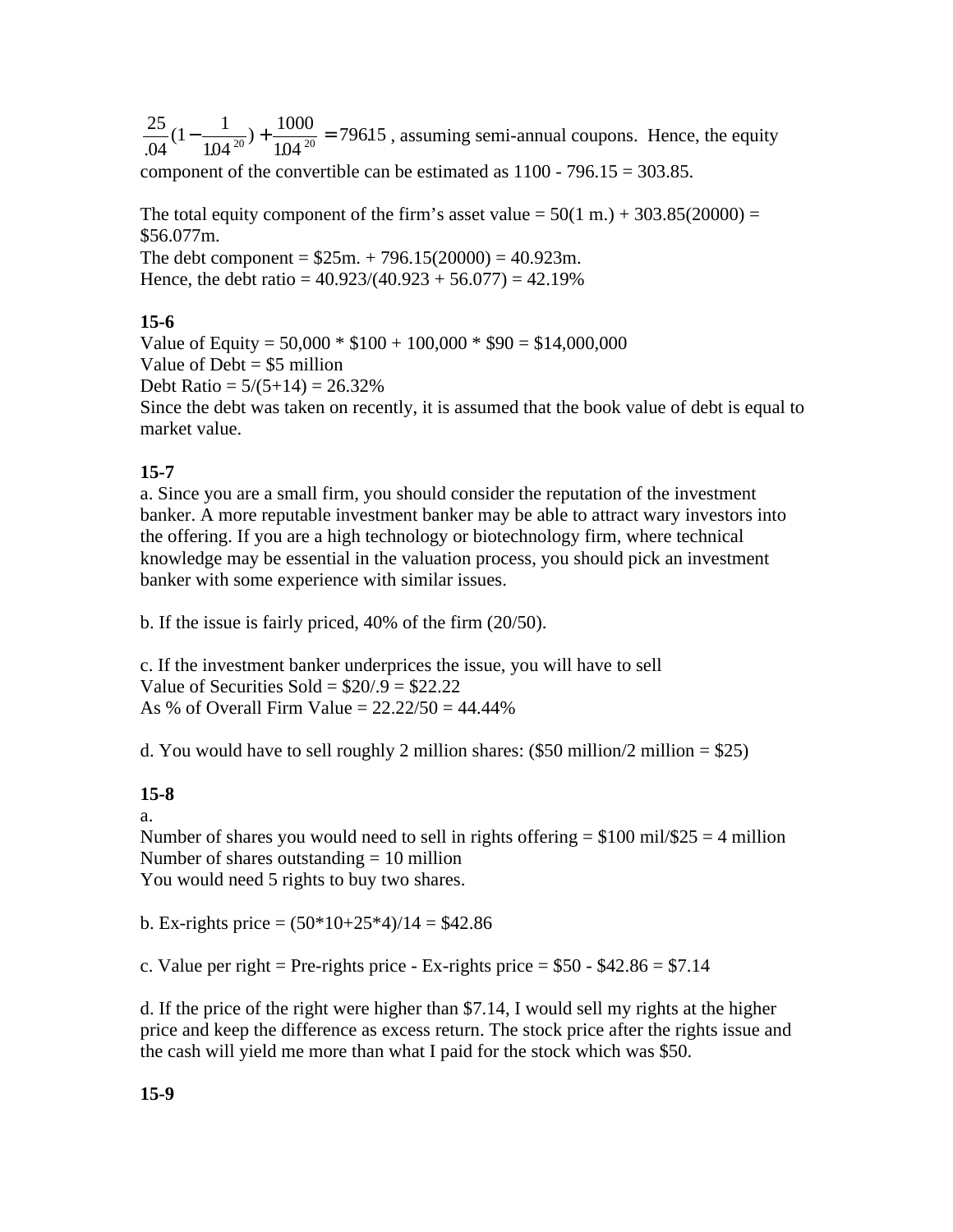$\frac{25}{.04}(1-\frac{1}{1.04^{20}})+\frac{1000}{1.04^{20}}=796.15$, assuming semi-annual coupons. Hence, the equity component of the convertible can be estimated as 1100 - 796.15 = 303.85.

The total equity component of the firm's asset value = 50(1 m.) + 303.85(20000) = $56.077m.
The debt component = $25m. + 796.15(20000) = 40.923m.
Hence, the debt ratio = 40.923/(40.923 + 56.077) = 42.19%

**15-6**
Value of Equity = 50,000 * $100 + 100,000 * $90 = $14,000,000
Value of Debt = $5 million
Debt Ratio = 5/(5+14) = 26.32%
Since the debt was taken on recently, it is assumed that the book value of debt is equal to market value.

**15-7**
a. Since you are a small firm, you should consider the reputation of the investment banker. A more reputable investment banker may be able to attract wary investors into the offering. If you are a high technology or biotechnology firm, where technical knowledge may be essential in the valuation process, you should pick an investment banker with some experience with similar issues.

b. If the issue is fairly priced, 40% of the firm (20/50).

c. If the investment banker underprices the issue, you will have to sell
Value of Securities Sold = $20/.9 = $22.22
As % of Overall Firm Value = 22.22/50 = 44.44%

d. You would have to sell roughly 2 million shares: ($50 million/2 million = $25)

**15-8**
a.
Number of shares you would need to sell in rights offering = $100 mil/$25 = 4 million
Number of shares outstanding = 10 million
You would need 5 rights to buy two shares.

b. Ex-rights price = (50*10+25*4)/14 = $42.86

c. Value per right = Pre-rights price - Ex-rights price = $50 - $42.86 = $7.14

d. If the price of the right were higher than $7.14, I would sell my rights at the higher price and keep the difference as excess return. The stock price after the rights issue and the cash will yield me more than what I paid for the stock which was $50.

**15-9**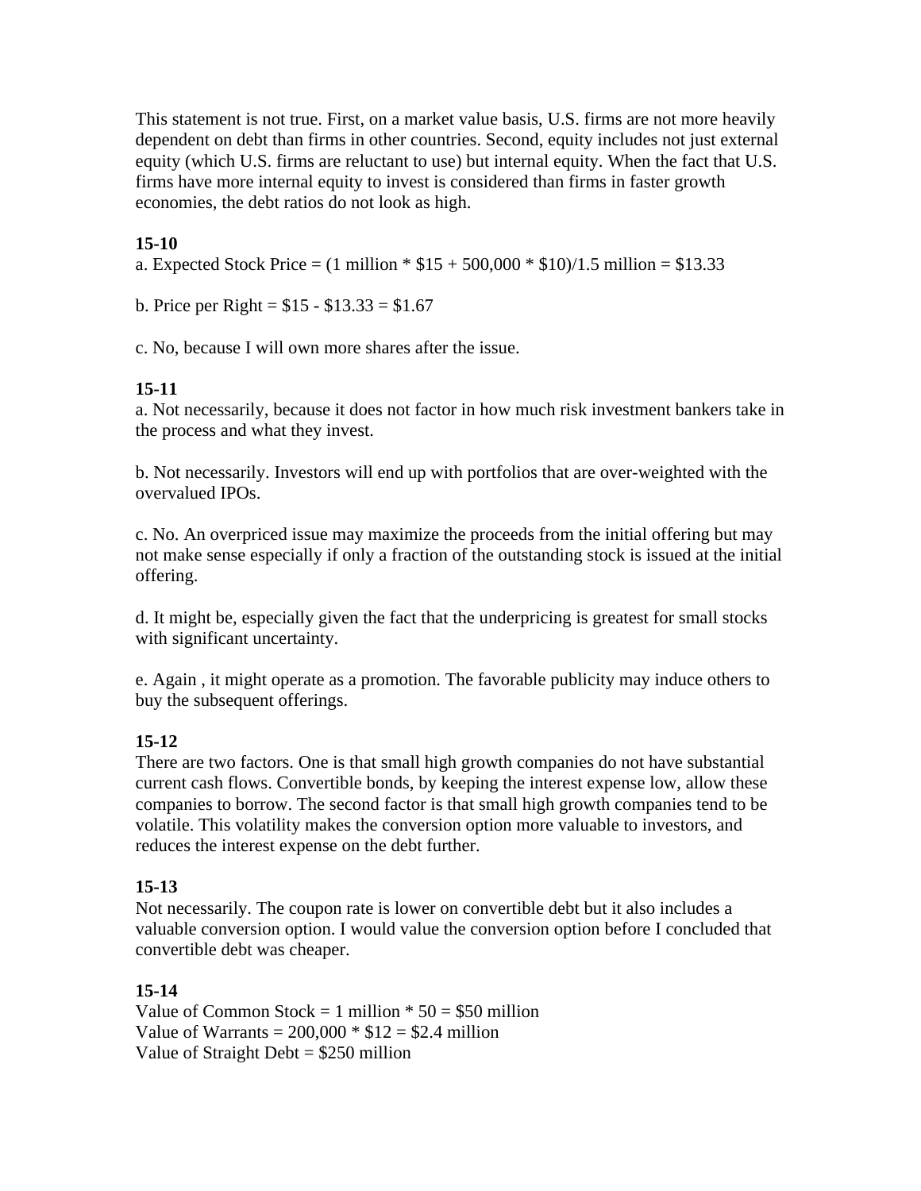This statement is not true. First, on a market value basis, U.S. firms are not more heavily dependent on debt than firms in other countries. Second, equity includes not just external equity (which U.S. firms are reluctant to use) but internal equity. When the fact that U.S. firms have more internal equity to invest is considered than firms in faster growth economies, the debt ratios do not look as high.

**15-10**

a. Expected Stock Price = (1 million * $15 + 500,000 * $10)/1.5 million = $13.33

b. Price per Right = $15 - $13.33 = $1.67

c. No, because I will own more shares after the issue.

**15-11**

a. Not necessarily, because it does not factor in how much risk investment bankers take in the process and what they invest.

b. Not necessarily. Investors will end up with portfolios that are over-weighted with the overvalued IPOs.

c. No. An overpriced issue may maximize the proceeds from the initial offering but may not make sense especially if only a fraction of the outstanding stock is issued at the initial offering.

d. It might be, especially given the fact that the underpricing is greatest for small stocks with significant uncertainty.

e. Again , it might operate as a promotion. The favorable publicity may induce others to buy the subsequent offerings.

**15-12**

There are two factors. One is that small high growth companies do not have substantial current cash flows. Convertible bonds, by keeping the interest expense low, allow these companies to borrow. The second factor is that small high growth companies tend to be volatile. This volatility makes the conversion option more valuable to investors, and reduces the interest expense on the debt further.

**15-13**

Not necessarily. The coupon rate is lower on convertible debt but it also includes a valuable conversion option. I would value the conversion option before I concluded that convertible debt was cheaper.

**15-14**

Value of Common Stock = 1 million * 50 = $50 million
Value of Warrants = 200,000 * $12 = $2.4 million
Value of Straight Debt = $250 million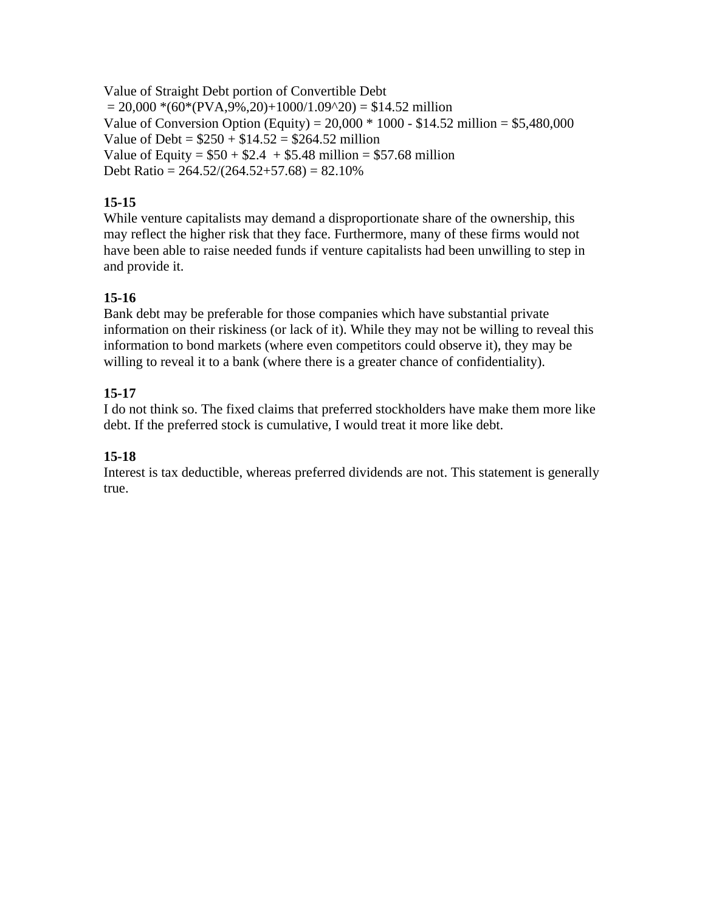Value of Straight Debt portion of Convertible Debt
= 20,000 *(60*(PVA,9%,20)+1000/1.09^20) = $14.52 million
Value of Conversion Option (Equity) = 20,000 * 1000 - $14.52 million = $5,480,000
Value of Debt = $250 + $14.52 = $264.52 million
Value of Equity = $50 + $2.4 + $5.48 million = $57.68 million
Debt Ratio = 264.52/(264.52+57.68) = 82.10%

**15-15**
While venture capitalists may demand a disproportionate share of the ownership, this may reflect the higher risk that they face. Furthermore, many of these firms would not have been able to raise needed funds if venture capitalists had been unwilling to step in and provide it.

**15-16**
Bank debt may be preferable for those companies which have substantial private information on their riskiness (or lack of it). While they may not be willing to reveal this information to bond markets (where even competitors could observe it), they may be willing to reveal it to a bank (where there is a greater chance of confidentiality).

**15-17**
I do not think so. The fixed claims that preferred stockholders have make them more like debt. If the preferred stock is cumulative, I would treat it more like debt.

**15-18**
Interest is tax deductible, whereas preferred dividends are not. This statement is generally true.